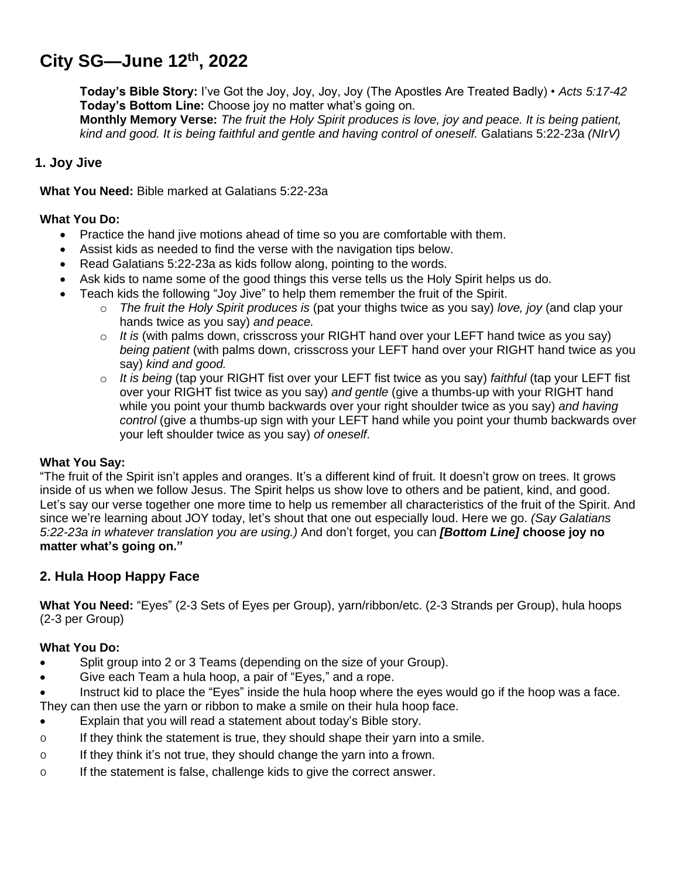# City SG—June 12th, 2022

**Today's Bible Story:** I've Got the Joy, Joy, Joy, Joy (The Apostles Are Treated Badly) • *Acts 5:17-42*
**Today's Bottom Line:** Choose joy no matter what's going on.
**Monthly Memory Verse:** *The fruit the Holy Spirit produces is love, joy and peace. It is being patient, kind and good. It is being faithful and gentle and having control of oneself.* Galatians 5:22-23a *(NIrV)*

## 1. Joy Jive

**What You Need:** Bible marked at Galatians 5:22-23a

**What You Do:**

- Practice the hand jive motions ahead of time so you are comfortable with them.
- Assist kids as needed to find the verse with the navigation tips below.
- Read Galatians 5:22-23a as kids follow along, pointing to the words.
- Ask kids to name some of the good things this verse tells us the Holy Spirit helps us do.
- Teach kids the following "Joy Jive" to help them remember the fruit of the Spirit.
  - *The fruit the Holy Spirit produces is* (pat your thighs twice as you say) *love, joy* (and clap your hands twice as you say) *and peace.*
  - *It is* (with palms down, crisscross your RIGHT hand over your LEFT hand twice as you say) *being patient* (with palms down, crisscross your LEFT hand over your RIGHT hand twice as you say) *kind and good.*
  - *It is being* (tap your RIGHT fist over your LEFT fist twice as you say) *faithful* (tap your LEFT fist over your RIGHT fist twice as you say) *and gentle* (give a thumbs-up with your RIGHT hand while you point your thumb backwards over your right shoulder twice as you say) *and having control* (give a thumbs-up sign with your LEFT hand while you point your thumb backwards over your left shoulder twice as you say) *of oneself*.

**What You Say:**
"The fruit of the Spirit isn't apples and oranges. It's a different kind of fruit. It doesn't grow on trees. It grows inside of us when we follow Jesus. The Spirit helps us show love to others and be patient, kind, and good. Let's say our verse together one more time to help us remember all characteristics of the fruit of the Spirit. And since we're learning about JOY today, let's shout that one out especially loud. Here we go. *(Say Galatians 5:22-23a in whatever translation you are using.)* And don't forget, you can ***[Bottom Line]* choose joy no matter what's going on."**

## 2. Hula Hoop Happy Face

**What You Need:** "Eyes" (2-3 Sets of Eyes per Group), yarn/ribbon/etc. (2-3 Strands per Group), hula hoops (2-3 per Group)

**What You Do:**

- Split group into 2 or 3 Teams (depending on the size of your Group).
- Give each Team a hula hoop, a pair of "Eyes," and a rope.
- Instruct kid to place the "Eyes" inside the hula hoop where the eyes would go if the hoop was a face. They can then use the yarn or ribbon to make a smile on their hula hoop face.
- Explain that you will read a statement about today's Bible story.
  - If they think the statement is true, they should shape their yarn into a smile.
  - If they think it's not true, they should change the yarn into a frown.
  - If the statement is false, challenge kids to give the correct answer.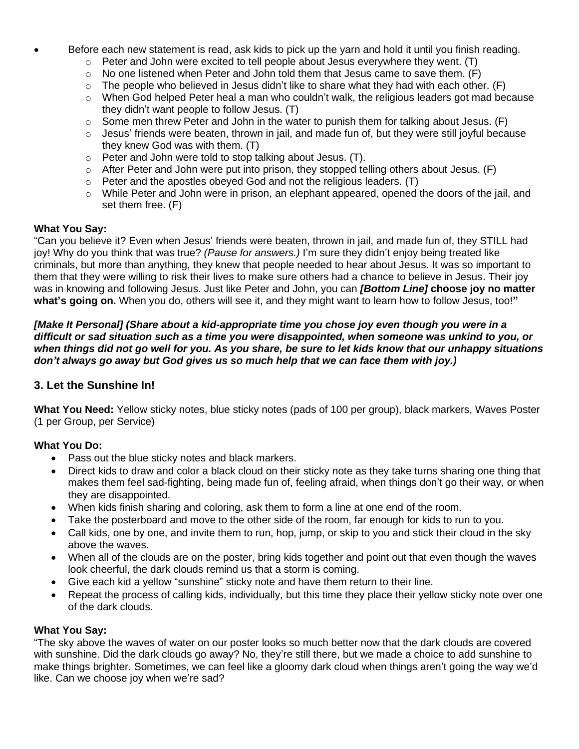- Before each new statement is read, ask kids to pick up the yarn and hold it until you finish reading.
  - Peter and John were excited to tell people about Jesus everywhere they went. (T)
  - No one listened when Peter and John told them that Jesus came to save them. (F)
  - The people who believed in Jesus didn't like to share what they had with each other. (F)
  - When God helped Peter heal a man who couldn't walk, the religious leaders got mad because they didn't want people to follow Jesus. (T)
  - Some men threw Peter and John in the water to punish them for talking about Jesus. (F)
  - Jesus' friends were beaten, thrown in jail, and made fun of, but they were still joyful because they knew God was with them. (T)
  - Peter and John were told to stop talking about Jesus. (T).
  - After Peter and John were put into prison, they stopped telling others about Jesus. (F)
  - Peter and the apostles obeyed God and not the religious leaders. (T)
  - While Peter and John were in prison, an elephant appeared, opened the doors of the jail, and set them free. (F)

**What You Say:**
"Can you believe it? Even when Jesus' friends were beaten, thrown in jail, and made fun of, they STILL had joy! Why do you think that was true? *(Pause for answers.)* I'm sure they didn't enjoy being treated like criminals, but more than anything, they knew that people needed to hear about Jesus. It was so important to them that they were willing to risk their lives to make sure others had a chance to believe in Jesus. Their joy was in knowing and following Jesus. Just like Peter and John, you can ***[Bottom Line]* choose joy no matter what's going on.** When you do, others will see it, and they might want to learn how to follow Jesus, too!**"**

***[Make It Personal] (Share about a kid-appropriate time you chose joy even though you were in a difficult or sad situation such as a time you were disappointed, when someone was unkind to you, or when things did not go well for you. As you share, be sure to let kids know that our unhappy situations don't always go away but God gives us so much help that we can face them with joy.)***

## 3. Let the Sunshine In!

**What You Need:** Yellow sticky notes, blue sticky notes (pads of 100 per group), black markers, Waves Poster (1 per Group, per Service)

**What You Do:**

- Pass out the blue sticky notes and black markers.
- Direct kids to draw and color a black cloud on their sticky note as they take turns sharing one thing that makes them feel sad-fighting, being made fun of, feeling afraid, when things don't go their way, or when they are disappointed.
- When kids finish sharing and coloring, ask them to form a line at one end of the room.
- Take the posterboard and move to the other side of the room, far enough for kids to run to you.
- Call kids, one by one, and invite them to run, hop, jump, or skip to you and stick their cloud in the sky above the waves.
- When all of the clouds are on the poster, bring kids together and point out that even though the waves look cheerful, the dark clouds remind us that a storm is coming.
- Give each kid a yellow "sunshine" sticky note and have them return to their line.
- Repeat the process of calling kids, individually, but this time they place their yellow sticky note over one of the dark clouds.

**What You Say:**
"The sky above the waves of water on our poster looks so much better now that the dark clouds are covered with sunshine. Did the dark clouds go away? No, they're still there, but we made a choice to add sunshine to make things brighter. Sometimes, we can feel like a gloomy dark cloud when things aren't going the way we'd like. Can we choose joy when we're sad?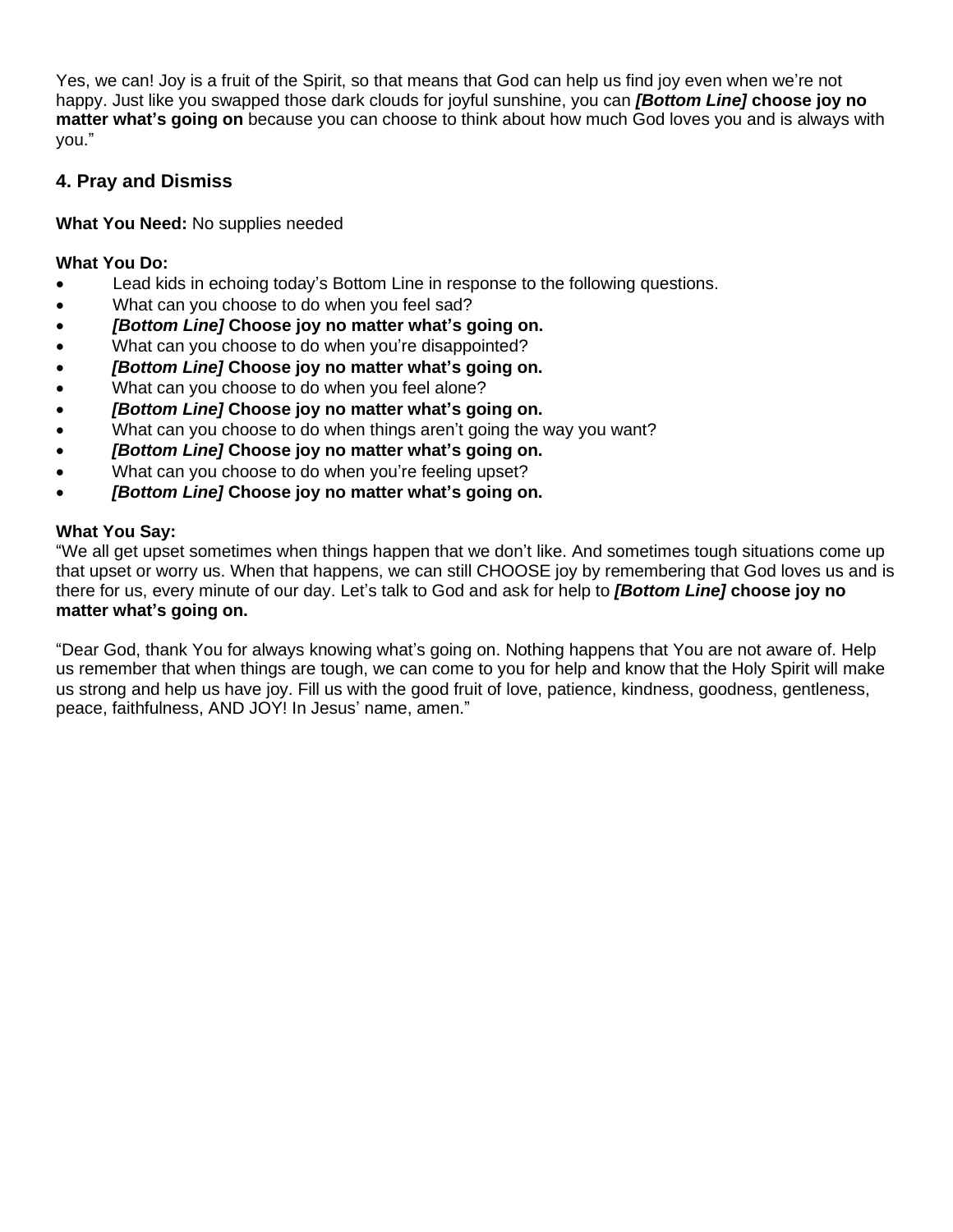Yes, we can! Joy is a fruit of the Spirit, so that means that God can help us find joy even when we're not happy. Just like you swapped those dark clouds for joyful sunshine, you can ***[Bottom Line]*** **choose joy no matter what's going on** because you can choose to think about how much God loves you and is always with you."

## 4. Pray and Dismiss

**What You Need:** No supplies needed

**What You Do:**

- Lead kids in echoing today's Bottom Line in response to the following questions.
- What can you choose to do when you feel sad?
- ***[Bottom Line]*** **Choose joy no matter what's going on.**
- What can you choose to do when you're disappointed?
- ***[Bottom Line]*** **Choose joy no matter what's going on.**
- What can you choose to do when you feel alone?
- ***[Bottom Line]*** **Choose joy no matter what's going on.**
- What can you choose to do when things aren't going the way you want?
- ***[Bottom Line]*** **Choose joy no matter what's going on.**
- What can you choose to do when you're feeling upset?
- ***[Bottom Line]*** **Choose joy no matter what's going on.**

**What You Say:**

"We all get upset sometimes when things happen that we don't like. And sometimes tough situations come up that upset or worry us. When that happens, we can still CHOOSE joy by remembering that God loves us and is there for us, every minute of our day. Let's talk to God and ask for help to ***[Bottom Line]*** **choose joy no matter what's going on.**

"Dear God, thank You for always knowing what's going on. Nothing happens that You are not aware of. Help us remember that when things are tough, we can come to you for help and know that the Holy Spirit will make us strong and help us have joy. Fill us with the good fruit of love, patience, kindness, goodness, gentleness, peace, faithfulness, AND JOY! In Jesus' name, amen."